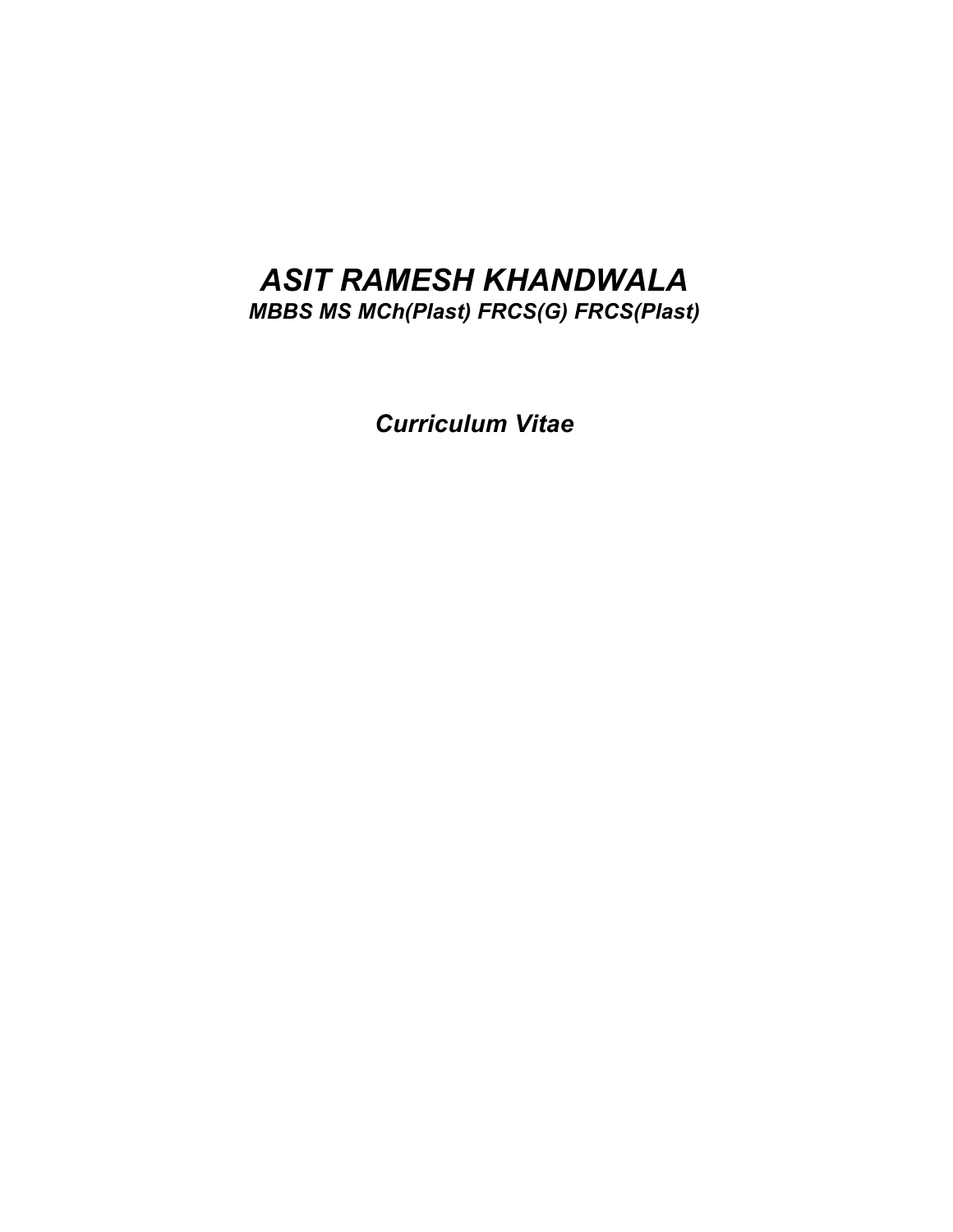# *ASIT RAMESH KHANDWALA*

***MBBS MS MCh(Plast) FRCS(G) FRCS(Plast)***

## *Curriculum Vitae*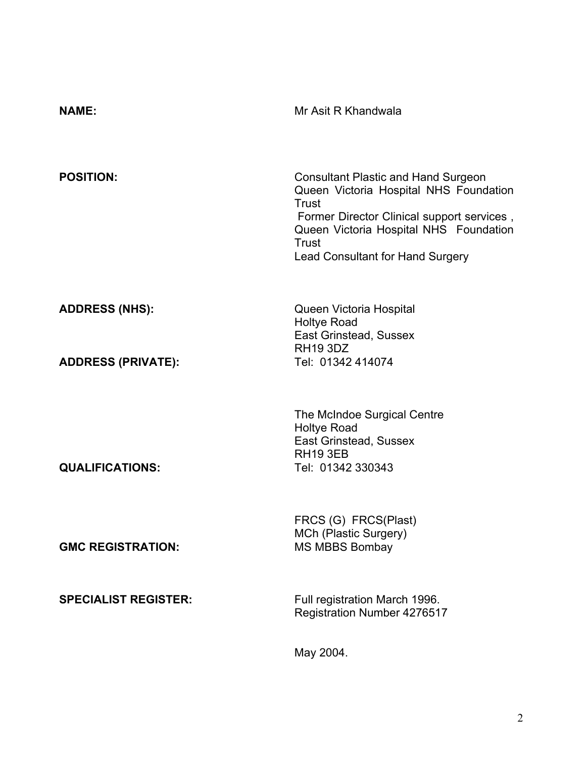| | |
|---|---|
| **NAME:** | Mr Asit R Khandwala |
| **POSITION:** | Consultant Plastic and Hand Surgeon<br>Queen Victoria Hospital NHS Foundation Trust<br>Former Director Clinical support services , Queen Victoria Hospital NHS Foundation Trust<br>Lead Consultant for Hand Surgery |
| **ADDRESS (NHS):** | Queen Victoria Hospital<br>Holtye Road<br>East Grinstead, Sussex<br>RH19 3DZ |
| **ADDRESS (PRIVATE):** | Tel: 01342 414074 |
| | The McIndoe Surgical Centre<br>Holtye Road<br>East Grinstead, Sussex<br>RH19 3EB |
| **QUALIFICATIONS:** | Tel: 01342 330343 |
| | FRCS (G) FRCS(Plast)<br>MCh (Plastic Surgery) |
| **GMC REGISTRATION:** | MS MBBS Bombay |
| **SPECIALIST REGISTER:** | Full registration March 1996.<br>Registration Number 4276517 |
| | May 2004. |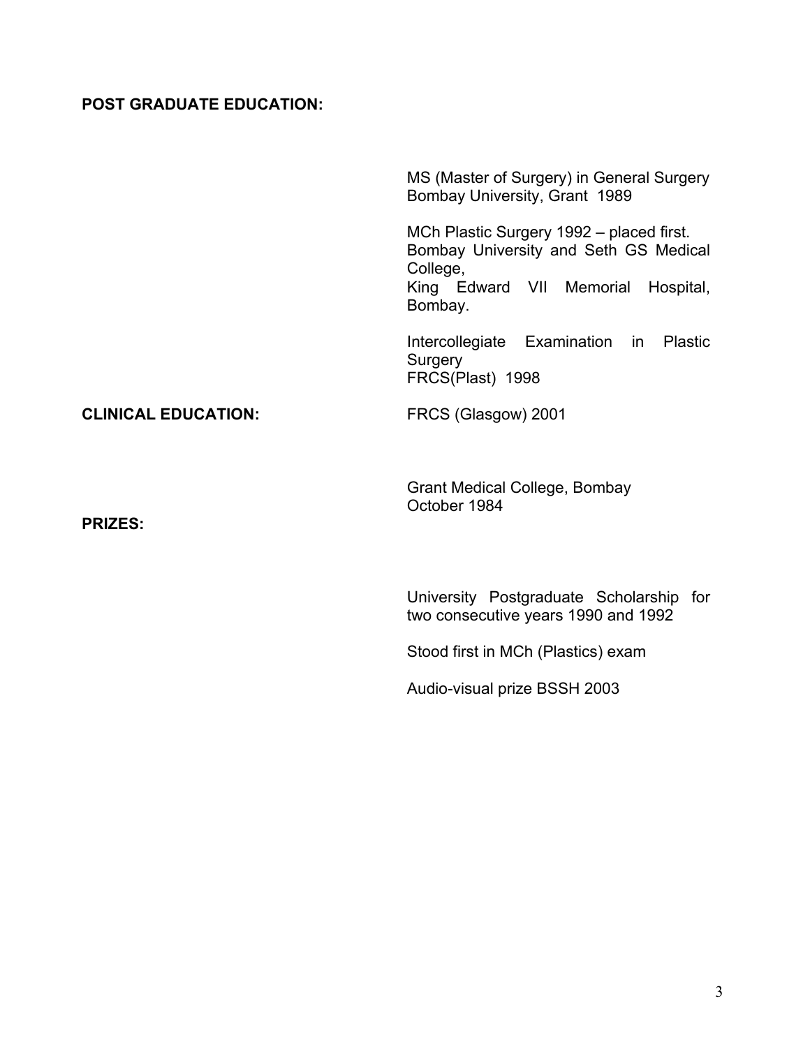**POST GRADUATE EDUCATION:**

MS (Master of Surgery) in General Surgery
Bombay University, Grant 1989

MCh Plastic Surgery 1992 – placed first.
Bombay University and Seth GS Medical College,
King Edward VII Memorial Hospital, Bombay.

Intercollegiate Examination in Plastic Surgery
FRCS(Plast) 1998

**CLINICAL EDUCATION:**

FRCS (Glasgow) 2001

Grant Medical College, Bombay
October 1984

**PRIZES:**

University Postgraduate Scholarship for two consecutive years 1990 and 1992

Stood first in MCh (Plastics) exam

Audio-visual prize BSSH 2003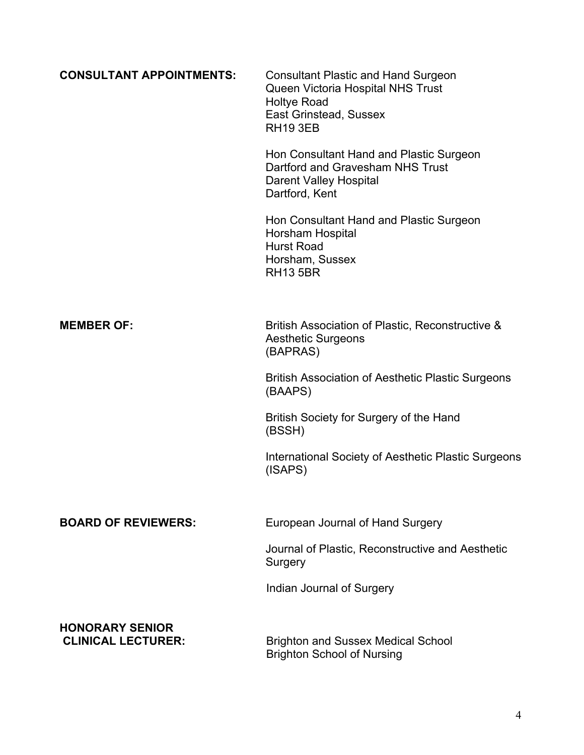**CONSULTANT APPOINTMENTS:**

Consultant Plastic and Hand Surgeon
Queen Victoria Hospital NHS Trust
Holtye Road
East Grinstead, Sussex
RH19 3EB

Hon Consultant Hand and Plastic Surgeon
Dartford and Gravesham NHS Trust
Darent Valley Hospital
Dartford, Kent

Hon Consultant Hand and Plastic Surgeon
Horsham Hospital
Hurst Road
Horsham, Sussex
RH13 5BR

**MEMBER OF:**

British Association of Plastic, Reconstructive & Aesthetic Surgeons
(BAPRAS)

British Association of Aesthetic Plastic Surgeons
(BAAPS)

British Society for Surgery of the Hand
(BSSH)

International Society of Aesthetic Plastic Surgeons
(ISAPS)

**BOARD OF REVIEWERS:**

European Journal of Hand Surgery

Journal of Plastic, Reconstructive and Aesthetic Surgery

Indian Journal of Surgery

**HONORARY SENIOR CLINICAL LECTURER:**

Brighton and Sussex Medical School
Brighton School of Nursing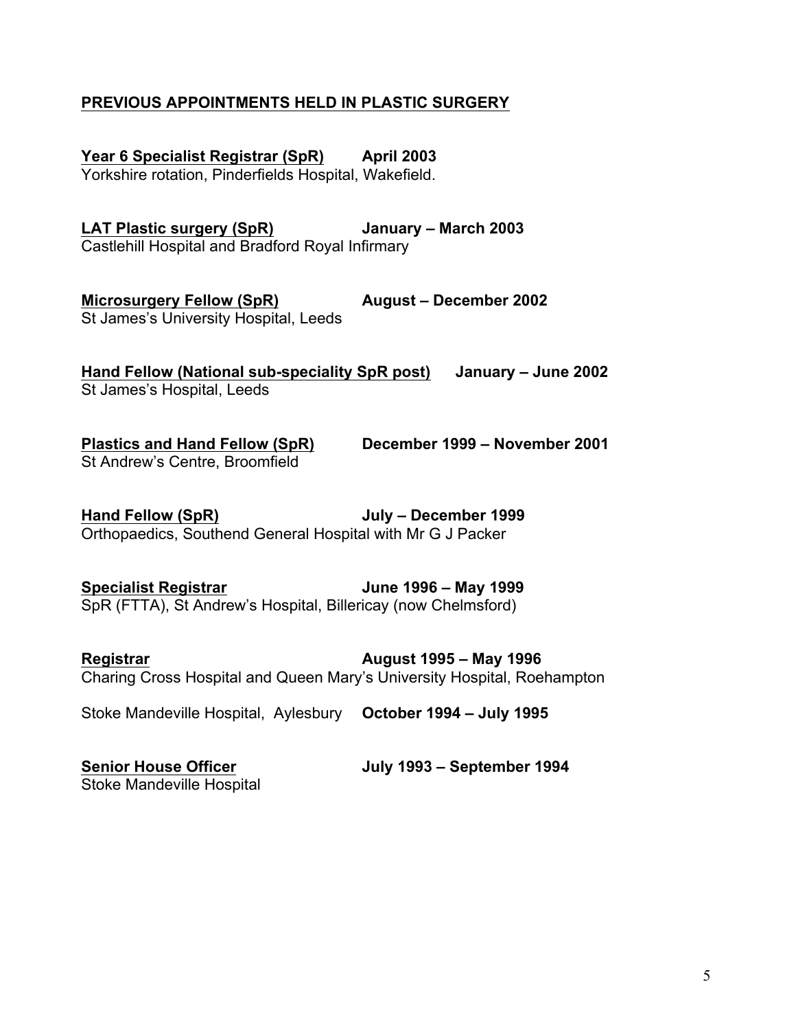## PREVIOUS APPOINTMENTS HELD IN PLASTIC SURGERY

**Year 6 Specialist Registrar (SpR)** **April 2003**
Yorkshire rotation, Pinderfields Hospital, Wakefield.

**LAT Plastic surgery (SpR)** **January – March 2003**
Castlehill Hospital and Bradford Royal Infirmary

**Microsurgery Fellow (SpR)** **August – December 2002**
St James's University Hospital, Leeds

**Hand Fellow (National sub-speciality SpR post)** **January – June 2002**
St James's Hospital, Leeds

**Plastics and Hand Fellow (SpR)** **December 1999 – November 2001**
St Andrew's Centre, Broomfield

**Hand Fellow (SpR)** **July – December 1999**
Orthopaedics, Southend General Hospital with Mr G J Packer

**Specialist Registrar** **June 1996 – May 1999**
SpR (FTTA), St Andrew's Hospital, Billericay (now Chelmsford)

**Registrar** **August 1995 – May 1996**
Charing Cross Hospital and Queen Mary's University Hospital, Roehampton

Stoke Mandeville Hospital, Aylesbury **October 1994 – July 1995**

**Senior House Officer** **July 1993 – September 1994**
Stoke Mandeville Hospital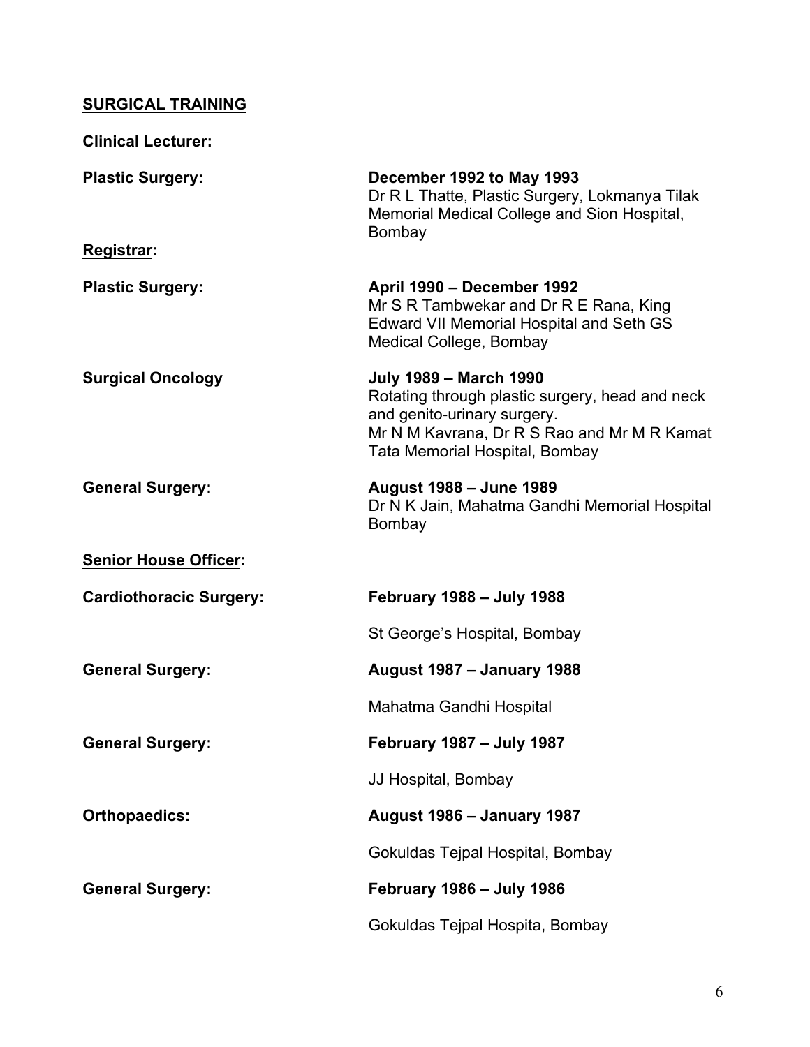## SURGICAL TRAINING

### Clinical Lecturer:

**Plastic Surgery:**
**December 1992 to May 1993**
Dr R L Thatte, Plastic Surgery, Lokmanya Tilak Memorial Medical College and Sion Hospital, Bombay

### Registrar:

**Plastic Surgery:**
**April 1990 – December 1992**
Mr S R Tambwekar and Dr R E Rana, King Edward VII Memorial Hospital and Seth GS Medical College, Bombay

**Surgical Oncology**
**July 1989 – March 1990**
Rotating through plastic surgery, head and neck and genito-urinary surgery.
Mr N M Kavrana, Dr R S Rao and Mr M R Kamat Tata Memorial Hospital, Bombay

**General Surgery:**
**August 1988 – June 1989**
Dr N K Jain, Mahatma Gandhi Memorial Hospital Bombay

### Senior House Officer:

**Cardiothoracic Surgery:**
**February 1988 – July 1988**
St George's Hospital, Bombay

**General Surgery:**
**August 1987 – January 1988**
Mahatma Gandhi Hospital

**General Surgery:**
**February 1987 – July 1987**
JJ Hospital, Bombay

**Orthopaedics:**
**August 1986 – January 1987**
Gokuldas Tejpal Hospital, Bombay

**General Surgery:**
**February 1986 – July 1986**
Gokuldas Tejpal Hospita, Bombay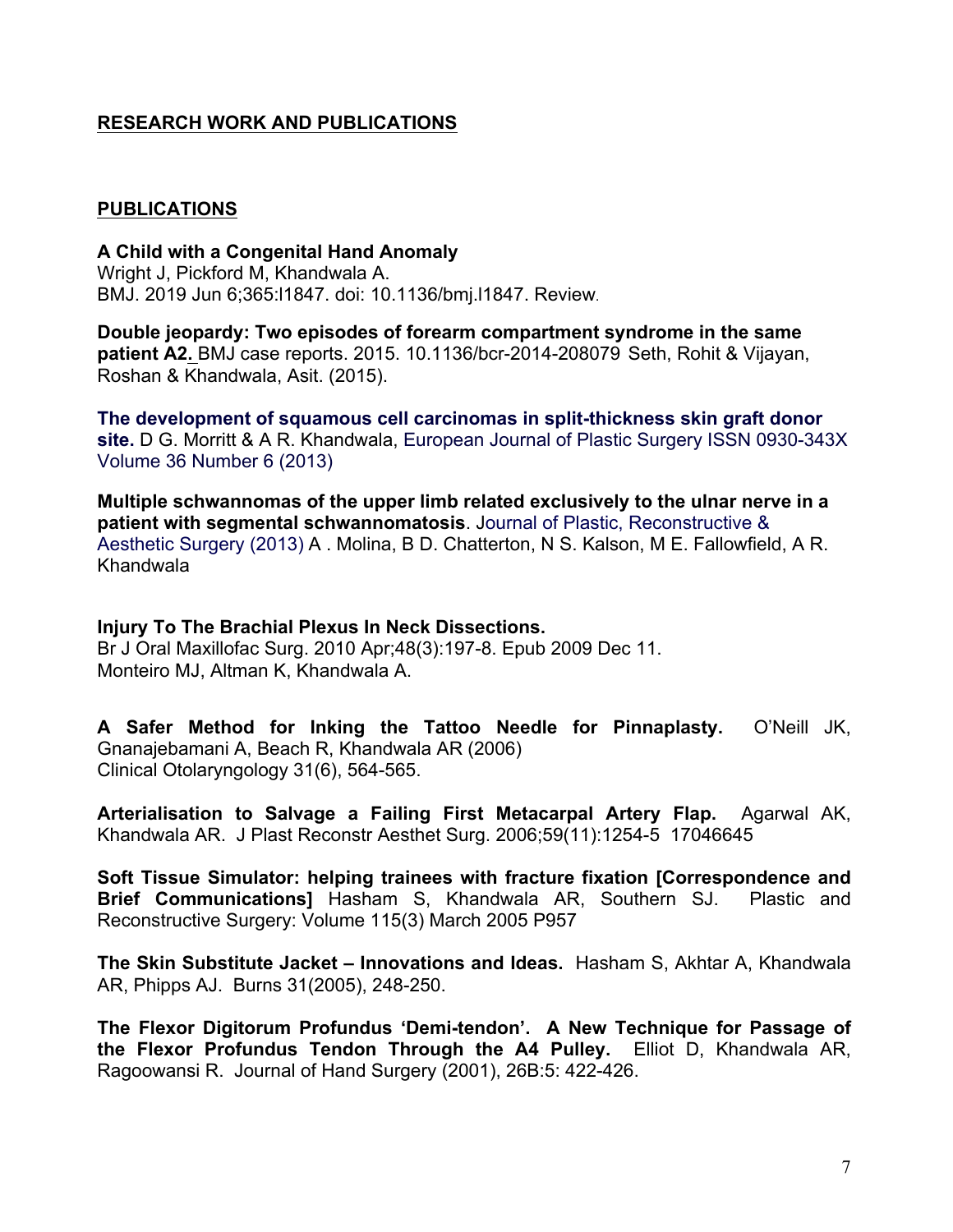## RESEARCH WORK AND PUBLICATIONS

### PUBLICATIONS

**A Child with a Congenital Hand Anomaly**
Wright J, Pickford M, Khandwala A.
BMJ. 2019 Jun 6;365:l1847. doi: 10.1136/bmj.l1847. Review.

**Double jeopardy: Two episodes of forearm compartment syndrome in the same patient A2.** BMJ case reports. 2015. 10.1136/bcr-2014-208079 Seth, Rohit & Vijayan, Roshan & Khandwala, Asit. (2015).

**The development of squamous cell carcinomas in split-thickness skin graft donor site.** D G. Morritt & A R. Khandwala, European Journal of Plastic Surgery ISSN 0930-343X Volume 36 Number 6 (2013)

**Multiple schwannomas of the upper limb related exclusively to the ulnar nerve in a patient with segmental schwannomatosis**. Journal of Plastic, Reconstructive & Aesthetic Surgery (2013) A . Molina, B D. Chatterton, N S. Kalson, M E. Fallowfield, A R. Khandwala

**Injury To The Brachial Plexus In Neck Dissections.**
Br J Oral Maxillofac Surg. 2010 Apr;48(3):197-8. Epub 2009 Dec 11.
Monteiro MJ, Altman K, Khandwala A.

**A Safer Method for Inking the Tattoo Needle for Pinnaplasty.** O'Neill JK, Gnanajebamani A, Beach R, Khandwala AR (2006)
Clinical Otolaryngology 31(6), 564-565.

**Arterialisation to Salvage a Failing First Metacarpal Artery Flap.** Agarwal AK, Khandwala AR. J Plast Reconstr Aesthet Surg. 2006;59(11):1254-5 17046645

**Soft Tissue Simulator: helping trainees with fracture fixation [Correspondence and Brief Communications]** Hasham S, Khandwala AR, Southern SJ. Plastic and Reconstructive Surgery: Volume 115(3) March 2005 P957

**The Skin Substitute Jacket – Innovations and Ideas.** Hasham S, Akhtar A, Khandwala AR, Phipps AJ. Burns 31(2005), 248-250.

**The Flexor Digitorum Profundus 'Demi-tendon'. A New Technique for Passage of the Flexor Profundus Tendon Through the A4 Pulley.** Elliot D, Khandwala AR, Ragoowansi R. Journal of Hand Surgery (2001), 26B:5: 422-426.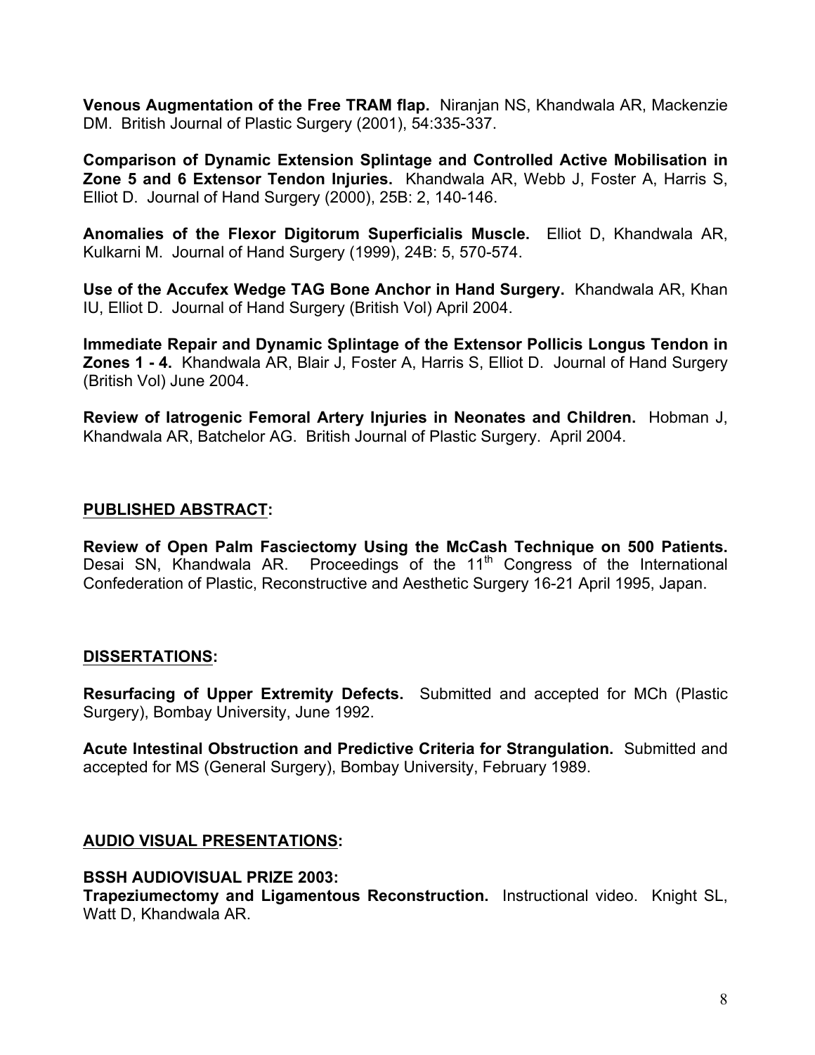**Venous Augmentation of the Free TRAM flap.** Niranjan NS, Khandwala AR, Mackenzie DM. British Journal of Plastic Surgery (2001), 54:335-337.

**Comparison of Dynamic Extension Splintage and Controlled Active Mobilisation in Zone 5 and 6 Extensor Tendon Injuries.** Khandwala AR, Webb J, Foster A, Harris S, Elliot D. Journal of Hand Surgery (2000), 25B: 2, 140-146.

**Anomalies of the Flexor Digitorum Superficialis Muscle.** Elliot D, Khandwala AR, Kulkarni M. Journal of Hand Surgery (1999), 24B: 5, 570-574.

**Use of the Accufex Wedge TAG Bone Anchor in Hand Surgery.** Khandwala AR, Khan IU, Elliot D. Journal of Hand Surgery (British Vol) April 2004.

**Immediate Repair and Dynamic Splintage of the Extensor Pollicis Longus Tendon in Zones 1 - 4.** Khandwala AR, Blair J, Foster A, Harris S, Elliot D. Journal of Hand Surgery (British Vol) June 2004.

**Review of Iatrogenic Femoral Artery Injuries in Neonates and Children.** Hobman J, Khandwala AR, Batchelor AG. British Journal of Plastic Surgery. April 2004.

## PUBLISHED ABSTRACT:

**Review of Open Palm Fasciectomy Using the McCash Technique on 500 Patients.** Desai SN, Khandwala AR. Proceedings of the 11th Congress of the International Confederation of Plastic, Reconstructive and Aesthetic Surgery 16-21 April 1995, Japan.

## DISSERTATIONS:

**Resurfacing of Upper Extremity Defects.** Submitted and accepted for MCh (Plastic Surgery), Bombay University, June 1992.

**Acute Intestinal Obstruction and Predictive Criteria for Strangulation.** Submitted and accepted for MS (General Surgery), Bombay University, February 1989.

## AUDIO VISUAL PRESENTATIONS:

**BSSH AUDIOVISUAL PRIZE 2003:**
**Trapeziumectomy and Ligamentous Reconstruction.** Instructional video. Knight SL, Watt D, Khandwala AR.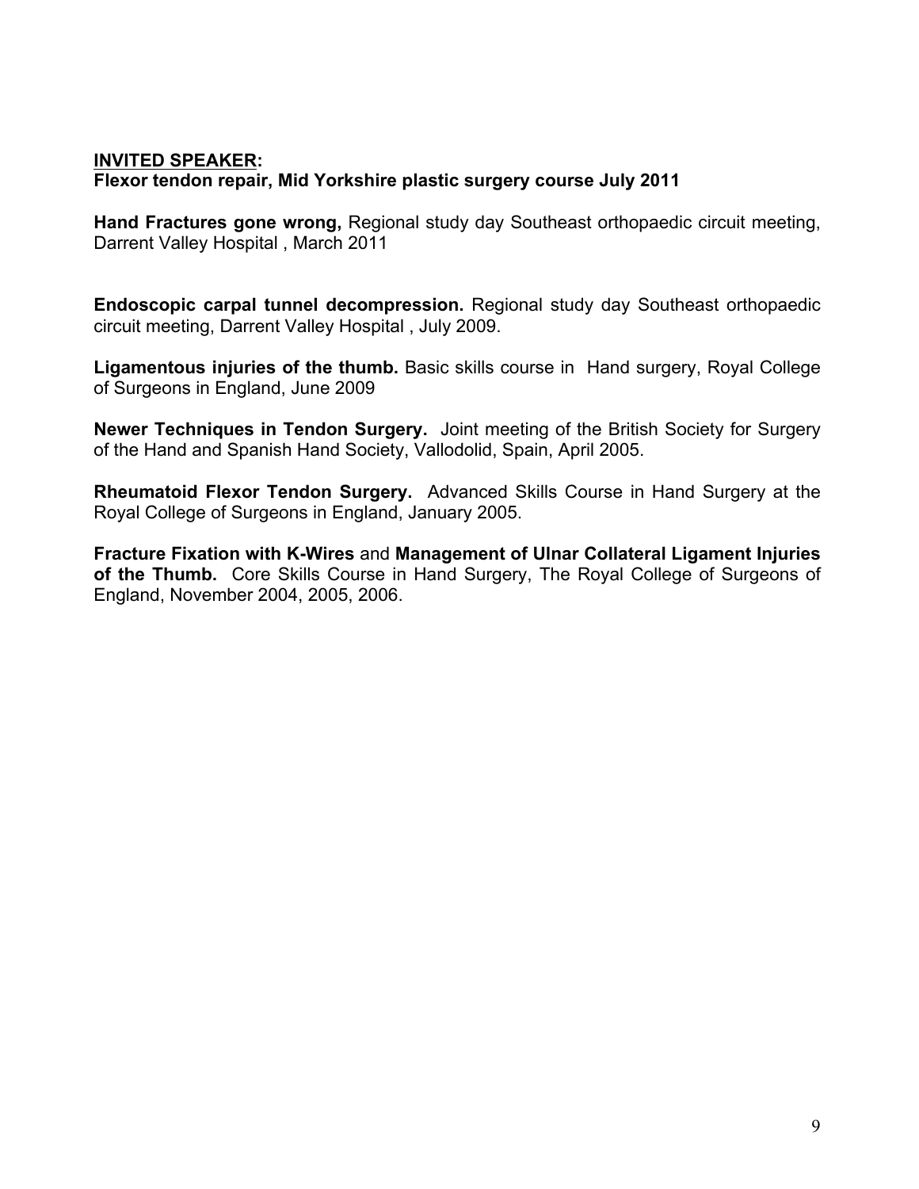## INVITED SPEAKER:

**Flexor tendon repair, Mid Yorkshire plastic surgery course July 2011**

**Hand Fractures gone wrong,** Regional study day Southeast orthopaedic circuit meeting, Darrent Valley Hospital , March 2011

**Endoscopic carpal tunnel decompression.** Regional study day Southeast orthopaedic circuit meeting, Darrent Valley Hospital , July 2009.

**Ligamentous injuries of the thumb.** Basic skills course in Hand surgery, Royal College of Surgeons in England, June 2009

**Newer Techniques in Tendon Surgery.** Joint meeting of the British Society for Surgery of the Hand and Spanish Hand Society, Vallodolid, Spain, April 2005.

**Rheumatoid Flexor Tendon Surgery.** Advanced Skills Course in Hand Surgery at the Royal College of Surgeons in England, January 2005.

**Fracture Fixation with K-Wires** and **Management of Ulnar Collateral Ligament Injuries of the Thumb.** Core Skills Course in Hand Surgery, The Royal College of Surgeons of England, November 2004, 2005, 2006.